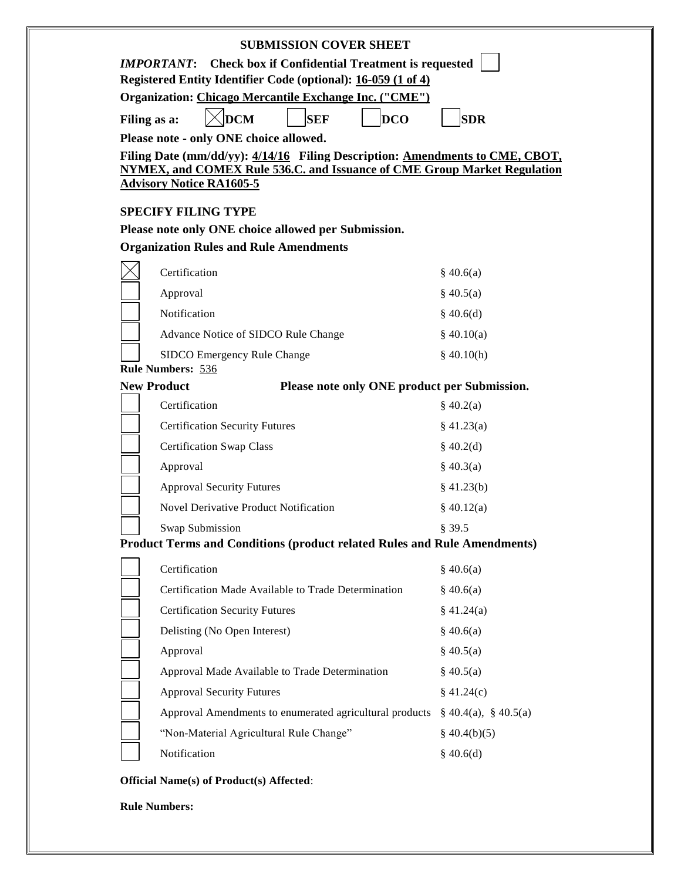## SUBMISSION COVER SHEET

***IMPORTANT*: Check box if Confidential Treatment is requested** ☐

**Registered Entity Identifier Code (optional): 16-059 (1 of 4)**

**Organization: Chicago Mercantile Exchange Inc. ("CME")**

**Filing as a:** ☒ **DCM** ☐ **SEF** ☐ **DCO** ☐ **SDR**

**Please note - only ONE choice allowed.**

**Filing Date (mm/dd/yy): 4/14/16 Filing Description: Amendments to CME, CBOT, NYMEX, and COMEX Rule 536.C. and Issuance of CME Group Market Regulation Advisory Notice RA1605-5**

### SPECIFY FILING TYPE

**Please note only ONE choice allowed per Submission.**

**Organization Rules and Rule Amendments**

| | | |
|---|---|---|
| ☒ | Certification | § 40.6(a) |
| ☐ | Approval | § 40.5(a) |
| ☐ | Notification | § 40.6(d) |
| ☐ | Advance Notice of SIDCO Rule Change | § 40.10(a) |
| ☐ | SIDCO Emergency Rule Change | § 40.10(h) |

**Rule Numbers:** 536

**New Product** **Please note only ONE product per Submission.**

| | | |
|---|---|---|
| ☐ | Certification | § 40.2(a) |
| ☐ | Certification Security Futures | § 41.23(a) |
| ☐ | Certification Swap Class | § 40.2(d) |
| ☐ | Approval | § 40.3(a) |
| ☐ | Approval Security Futures | § 41.23(b) |
| ☐ | Novel Derivative Product Notification | § 40.12(a) |
| ☐ | Swap Submission | § 39.5 |

**Product Terms and Conditions (product related Rules and Rule Amendments)**

| | | |
|---|---|---|
| ☐ | Certification | § 40.6(a) |
| ☐ | Certification Made Available to Trade Determination | § 40.6(a) |
| ☐ | Certification Security Futures | § 41.24(a) |
| ☐ | Delisting (No Open Interest) | § 40.6(a) |
| ☐ | Approval | § 40.5(a) |
| ☐ | Approval Made Available to Trade Determination | § 40.5(a) |
| ☐ | Approval Security Futures | § 41.24(c) |
| ☐ | Approval Amendments to enumerated agricultural products | § 40.4(a), § 40.5(a) |
| ☐ | "Non-Material Agricultural Rule Change" | § 40.4(b)(5) |
| ☐ | Notification | § 40.6(d) |

**Official Name(s) of Product(s) Affected**:

**Rule Numbers:**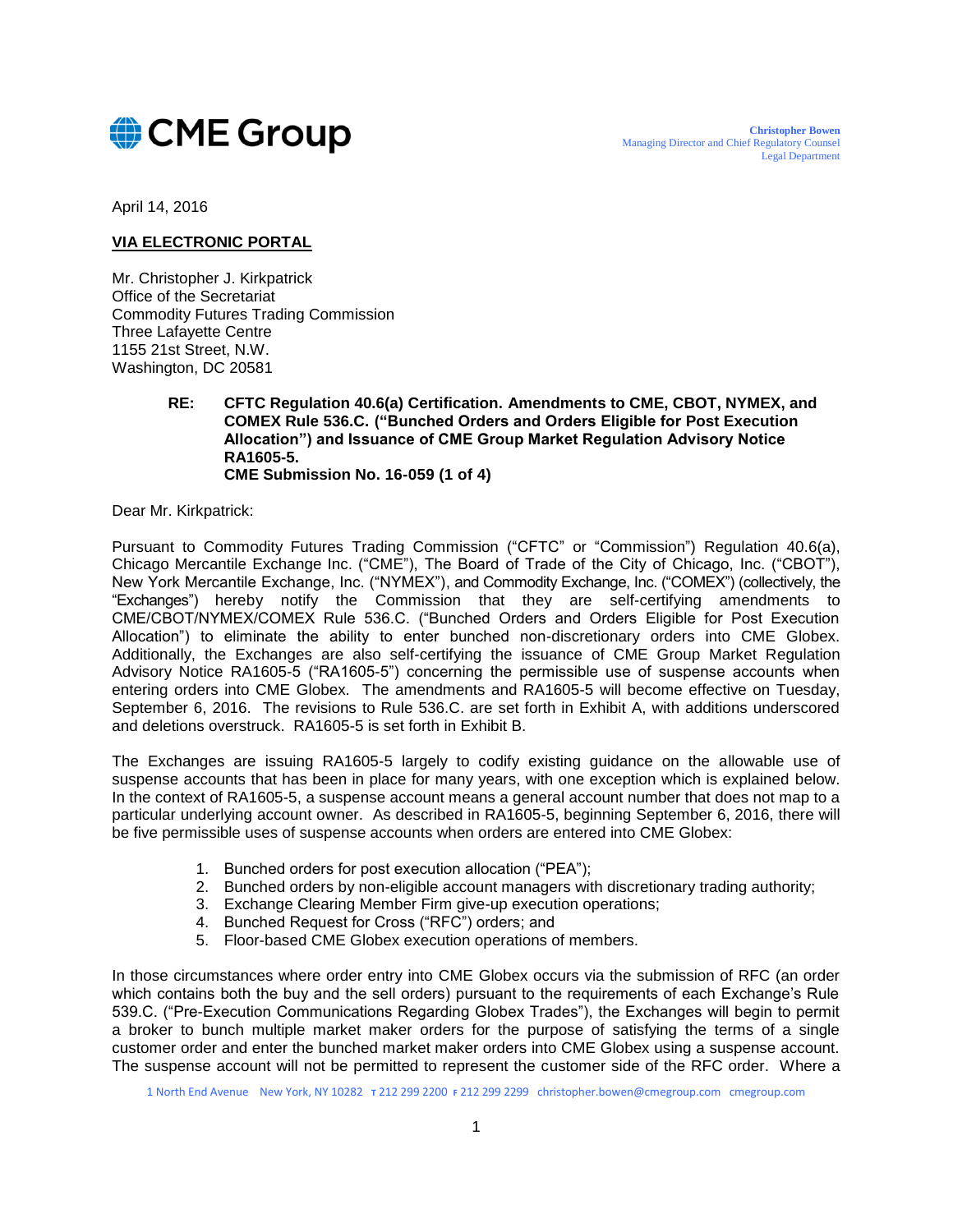CME Group

**Christopher Bowen**
Managing Director and Chief Regulatory Counsel
Legal Department

April 14, 2016

**VIA ELECTRONIC PORTAL**

Mr. Christopher J. Kirkpatrick
Office of the Secretariat
Commodity Futures Trading Commission
Three Lafayette Centre
1155 21st Street, N.W.
Washington, DC 20581

**RE: CFTC Regulation 40.6(a) Certification. Amendments to CME, CBOT, NYMEX, and COMEX Rule 536.C. ("Bunched Orders and Orders Eligible for Post Execution Allocation") and Issuance of CME Group Market Regulation Advisory Notice RA1605-5.**
**CME Submission No. 16-059 (1 of 4)**

Dear Mr. Kirkpatrick:

Pursuant to Commodity Futures Trading Commission ("CFTC" or "Commission") Regulation 40.6(a), Chicago Mercantile Exchange Inc. ("CME"), The Board of Trade of the City of Chicago, Inc. ("CBOT"), New York Mercantile Exchange, Inc. ("NYMEX"), and Commodity Exchange, Inc. ("COMEX") (collectively, the "Exchanges") hereby notify the Commission that they are self-certifying amendments to CME/CBOT/NYMEX/COMEX Rule 536.C. ("Bunched Orders and Orders Eligible for Post Execution Allocation") to eliminate the ability to enter bunched non-discretionary orders into CME Globex. Additionally, the Exchanges are also self-certifying the issuance of CME Group Market Regulation Advisory Notice RA1605-5 ("RA1605-5") concerning the permissible use of suspense accounts when entering orders into CME Globex. The amendments and RA1605-5 will become effective on Tuesday, September 6, 2016. The revisions to Rule 536.C. are set forth in Exhibit A, with additions underscored and deletions overstruck. RA1605-5 is set forth in Exhibit B.

The Exchanges are issuing RA1605-5 largely to codify existing guidance on the allowable use of suspense accounts that has been in place for many years, with one exception which is explained below. In the context of RA1605-5, a suspense account means a general account number that does not map to a particular underlying account owner. As described in RA1605-5, beginning September 6, 2016, there will be five permissible uses of suspense accounts when orders are entered into CME Globex:

1. Bunched orders for post execution allocation ("PEA");
2. Bunched orders by non-eligible account managers with discretionary trading authority;
3. Exchange Clearing Member Firm give-up execution operations;
4. Bunched Request for Cross ("RFC") orders; and
5. Floor-based CME Globex execution operations of members.

In those circumstances where order entry into CME Globex occurs via the submission of RFC (an order which contains both the buy and the sell orders) pursuant to the requirements of each Exchange's Rule 539.C. ("Pre-Execution Communications Regarding Globex Trades"), the Exchanges will begin to permit a broker to bunch multiple market maker orders for the purpose of satisfying the terms of a single customer order and enter the bunched market maker orders into CME Globex using a suspense account. The suspense account will not be permitted to represent the customer side of the RFC order. Where a

1 North End Avenue New York, NY 10282 T 212 299 2200 F 212 299 2299 christopher.bowen@cmegroup.com cmegroup.com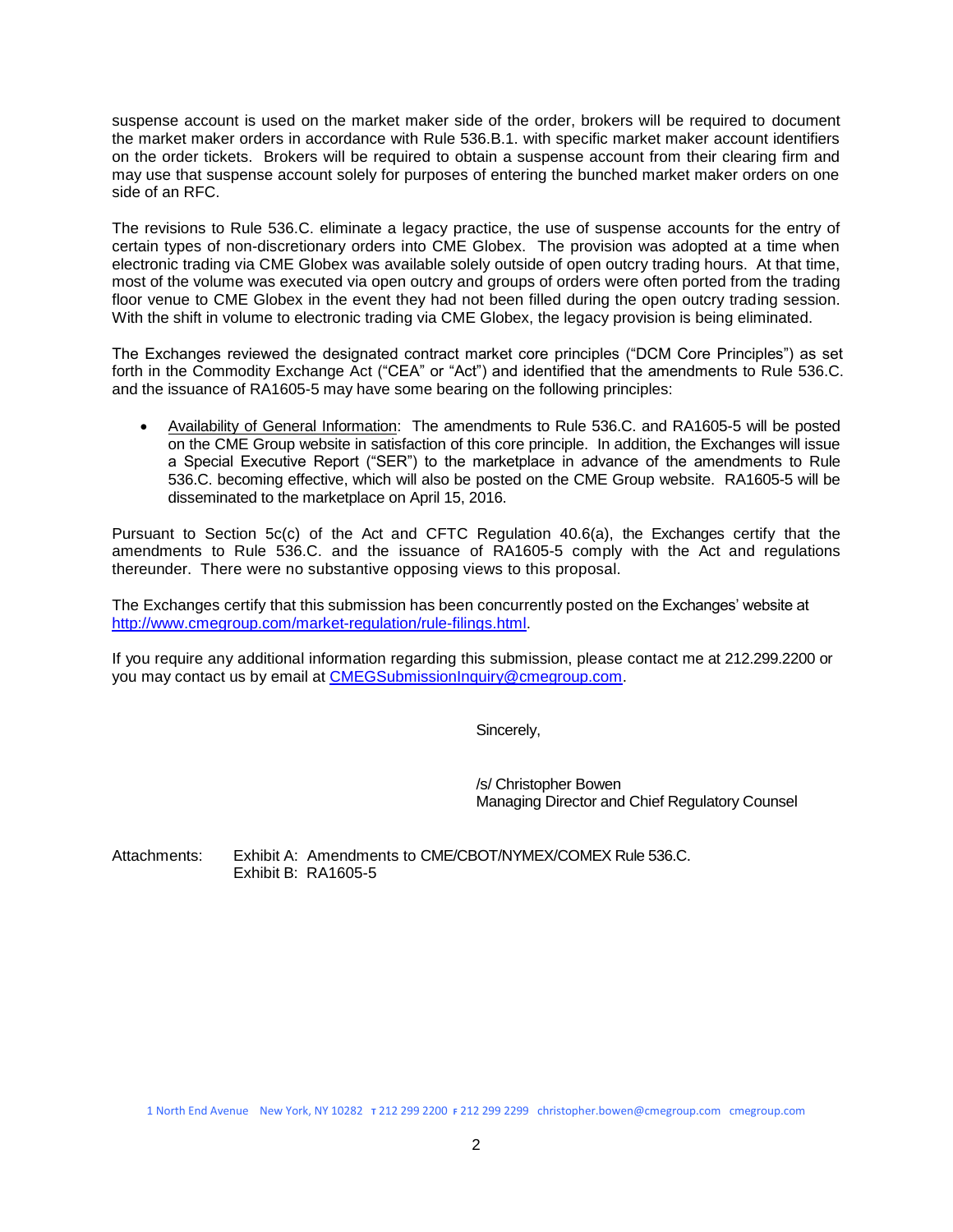suspense account is used on the market maker side of the order, brokers will be required to document the market maker orders in accordance with Rule 536.B.1. with specific market maker account identifiers on the order tickets. Brokers will be required to obtain a suspense account from their clearing firm and may use that suspense account solely for purposes of entering the bunched market maker orders on one side of an RFC.

The revisions to Rule 536.C. eliminate a legacy practice, the use of suspense accounts for the entry of certain types of non-discretionary orders into CME Globex. The provision was adopted at a time when electronic trading via CME Globex was available solely outside of open outcry trading hours. At that time, most of the volume was executed via open outcry and groups of orders were often ported from the trading floor venue to CME Globex in the event they had not been filled during the open outcry trading session. With the shift in volume to electronic trading via CME Globex, the legacy provision is being eliminated.

The Exchanges reviewed the designated contract market core principles ("DCM Core Principles") as set forth in the Commodity Exchange Act ("CEA" or "Act") and identified that the amendments to Rule 536.C. and the issuance of RA1605-5 may have some bearing on the following principles:

- Availability of General Information: The amendments to Rule 536.C. and RA1605-5 will be posted on the CME Group website in satisfaction of this core principle. In addition, the Exchanges will issue a Special Executive Report ("SER") to the marketplace in advance of the amendments to Rule 536.C. becoming effective, which will also be posted on the CME Group website. RA1605-5 will be disseminated to the marketplace on April 15, 2016.

Pursuant to Section 5c(c) of the Act and CFTC Regulation 40.6(a), the Exchanges certify that the amendments to Rule 536.C. and the issuance of RA1605-5 comply with the Act and regulations thereunder. There were no substantive opposing views to this proposal.

The Exchanges certify that this submission has been concurrently posted on the Exchanges' website at http://www.cmegroup.com/market-regulation/rule-filings.html.

If you require any additional information regarding this submission, please contact me at 212.299.2200 or you may contact us by email at CMEGSubmissionInquiry@cmegroup.com.

Sincerely,

/s/ Christopher Bowen
Managing Director and Chief Regulatory Counsel

Attachments: Exhibit A: Amendments to CME/CBOT/NYMEX/COMEX Rule 536.C.
Exhibit B: RA1605-5

1 North End Avenue New York, NY 10282 T 212 299 2200 F 212 299 2299 christopher.bowen@cmegroup.com cmegroup.com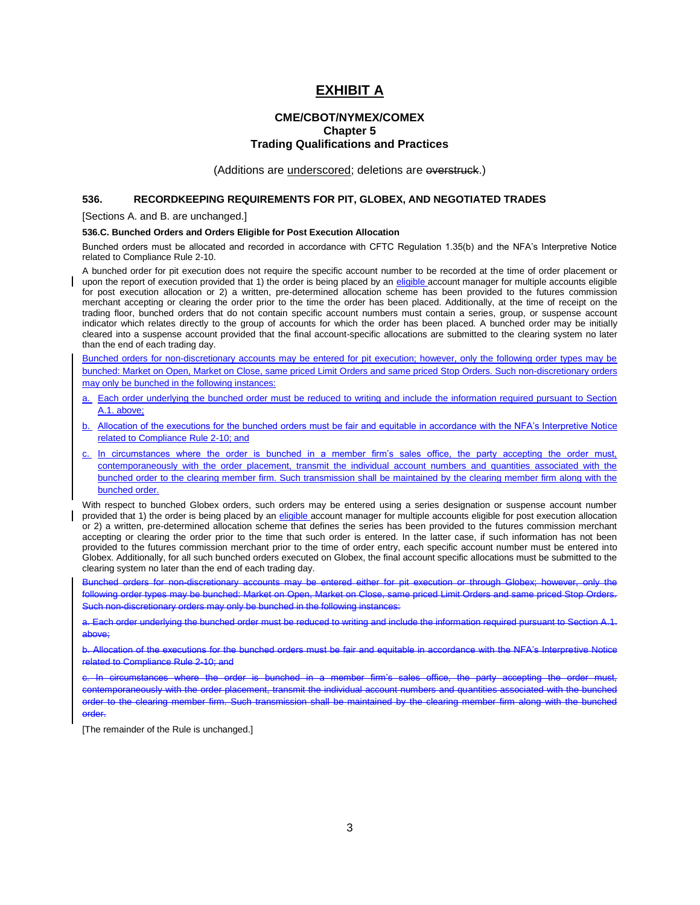# EXHIBIT A

## CME/CBOT/NYMEX/COMEX
## Chapter 5
## Trading Qualifications and Practices

(Additions are <u>underscored</u>; deletions are ~~overstruck~~.)

### 536. RECORDKEEPING REQUIREMENTS FOR PIT, GLOBEX, AND NEGOTIATED TRADES

[Sections A. and B. are unchanged.]

**536.C. Bunched Orders and Orders Eligible for Post Execution Allocation**

Bunched orders must be allocated and recorded in accordance with CFTC Regulation 1.35(b) and the NFA's Interpretive Notice related to Compliance Rule 2-10.

A bunched order for pit execution does not require the specific account number to be recorded at the time of order placement or upon the report of execution provided that 1) the order is being placed by an <u>eligible</u> account manager for multiple accounts eligible for post execution allocation or 2) a written, pre-determined allocation scheme has been provided to the futures commission merchant accepting or clearing the order prior to the time the order has been placed. Additionally, at the time of receipt on the trading floor, bunched orders that do not contain specific account numbers must contain a series, group, or suspense account indicator which relates directly to the group of accounts for which the order has been placed. A bunched order may be initially cleared into a suspense account provided that the final account-specific allocations are submitted to the clearing system no later than the end of each trading day.

<u>Bunched orders for non-discretionary accounts may be entered for pit execution; however, only the following order types may be bunched: Market on Open, Market on Close, same priced Limit Orders and same priced Stop Orders. Such non-discretionary orders may only be bunched in the following instances:</u>

<u>a. Each order underlying the bunched order must be reduced to writing and include the information required pursuant to Section A.1. above;</u>

<u>b. Allocation of the executions for the bunched orders must be fair and equitable in accordance with the NFA's Interpretive Notice related to Compliance Rule 2-10; and</u>

<u>c. In circumstances where the order is bunched in a member firm's sales office, the party accepting the order must, contemporaneously with the order placement, transmit the individual account numbers and quantities associated with the bunched order to the clearing member firm. Such transmission shall be maintained by the clearing member firm along with the bunched order.</u>

With respect to bunched Globex orders, such orders may be entered using a series designation or suspense account number provided that 1) the order is being placed by an <u>eligible</u> account manager for multiple accounts eligible for post execution allocation or 2) a written, pre-determined allocation scheme that defines the series has been provided to the futures commission merchant accepting or clearing the order prior to the time that such order is entered. In the latter case, if such information has not been provided to the futures commission merchant prior to the time of order entry, each specific account number must be entered into Globex. Additionally, for all such bunched orders executed on Globex, the final account specific allocations must be submitted to the clearing system no later than the end of each trading day.

~~Bunched orders for non-discretionary accounts may be entered either for pit execution or through Globex; however, only the following order types may be bunched: Market on Open, Market on Close, same priced Limit Orders and same priced Stop Orders. Such non-discretionary orders may only be bunched in the following instances:~~

~~a. Each order underlying the bunched order must be reduced to writing and include the information required pursuant to Section A.1. above;~~

~~b. Allocation of the executions for the bunched orders must be fair and equitable in accordance with the NFA's Interpretive Notice related to Compliance Rule 2-10; and~~

~~c. In circumstances where the order is bunched in a member firm's sales office, the party accepting the order must, contemporaneously with the order placement, transmit the individual account numbers and quantities associated with the bunched order to the clearing member firm. Such transmission shall be maintained by the clearing member firm along with the bunched order.~~

[The remainder of the Rule is unchanged.]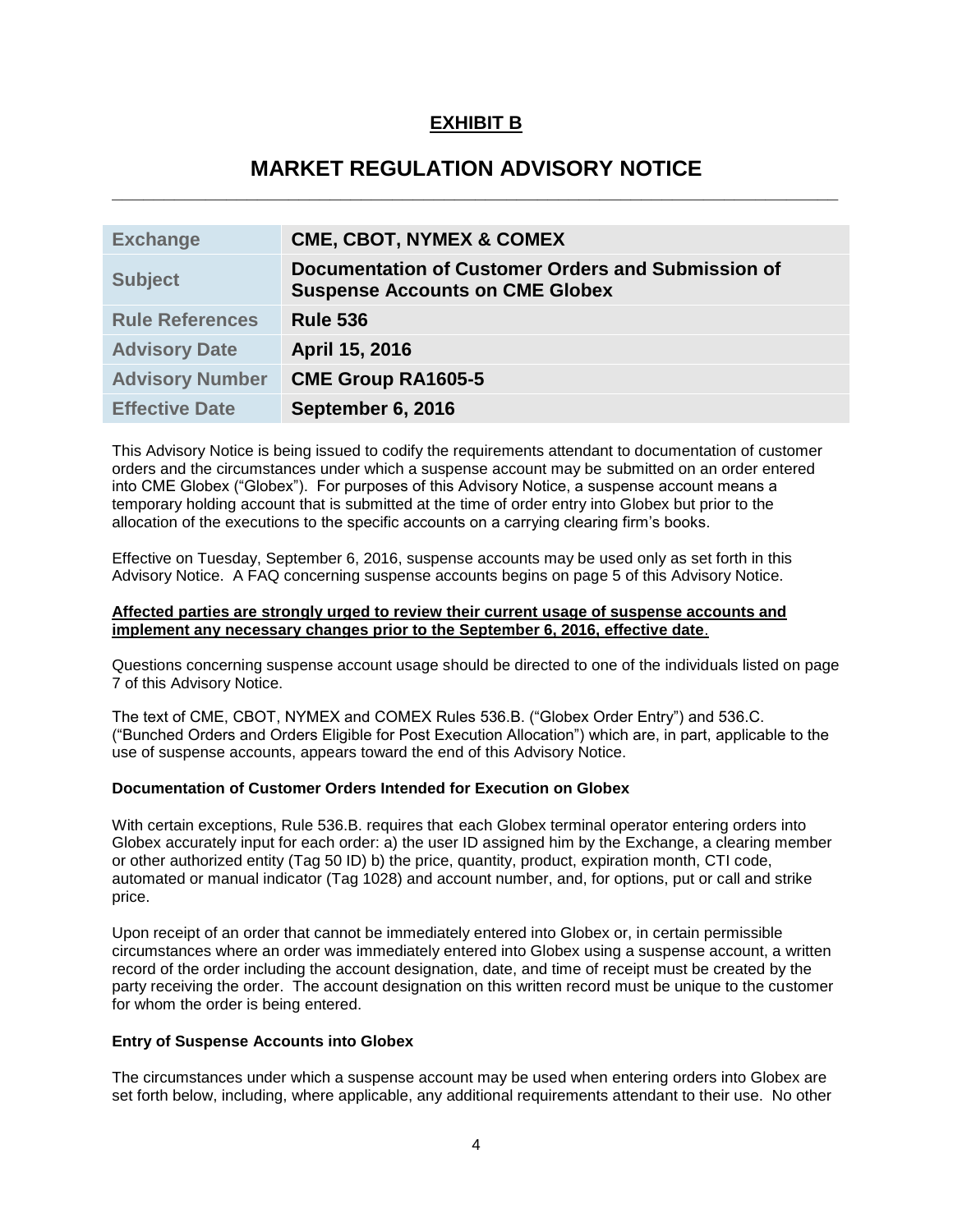## EXHIBIT B

# MARKET REGULATION ADVISORY NOTICE

| Exchange | CME, CBOT, NYMEX & COMEX |
|---|---|
| Subject | Documentation of Customer Orders and Submission of Suspense Accounts on CME Globex |
| Rule References | Rule 536 |
| Advisory Date | April 15, 2016 |
| Advisory Number | CME Group RA1605-5 |
| Effective Date | September 6, 2016 |

This Advisory Notice is being issued to codify the requirements attendant to documentation of customer orders and the circumstances under which a suspense account may be submitted on an order entered into CME Globex ("Globex"). For purposes of this Advisory Notice, a suspense account means a temporary holding account that is submitted at the time of order entry into Globex but prior to the allocation of the executions to the specific accounts on a carrying clearing firm's books.

Effective on Tuesday, September 6, 2016, suspense accounts may be used only as set forth in this Advisory Notice. A FAQ concerning suspense accounts begins on page 5 of this Advisory Notice.

**Affected parties are strongly urged to review their current usage of suspense accounts and implement any necessary changes prior to the September 6, 2016, effective date**.

Questions concerning suspense account usage should be directed to one of the individuals listed on page 7 of this Advisory Notice.

The text of CME, CBOT, NYMEX and COMEX Rules 536.B. ("Globex Order Entry") and 536.C. ("Bunched Orders and Orders Eligible for Post Execution Allocation") which are, in part, applicable to the use of suspense accounts, appears toward the end of this Advisory Notice.

**Documentation of Customer Orders Intended for Execution on Globex**

With certain exceptions, Rule 536.B. requires that each Globex terminal operator entering orders into Globex accurately input for each order: a) the user ID assigned him by the Exchange, a clearing member or other authorized entity (Tag 50 ID) b) the price, quantity, product, expiration month, CTI code, automated or manual indicator (Tag 1028) and account number, and, for options, put or call and strike price.

Upon receipt of an order that cannot be immediately entered into Globex or, in certain permissible circumstances where an order was immediately entered into Globex using a suspense account, a written record of the order including the account designation, date, and time of receipt must be created by the party receiving the order. The account designation on this written record must be unique to the customer for whom the order is being entered.

**Entry of Suspense Accounts into Globex**

The circumstances under which a suspense account may be used when entering orders into Globex are set forth below, including, where applicable, any additional requirements attendant to their use. No other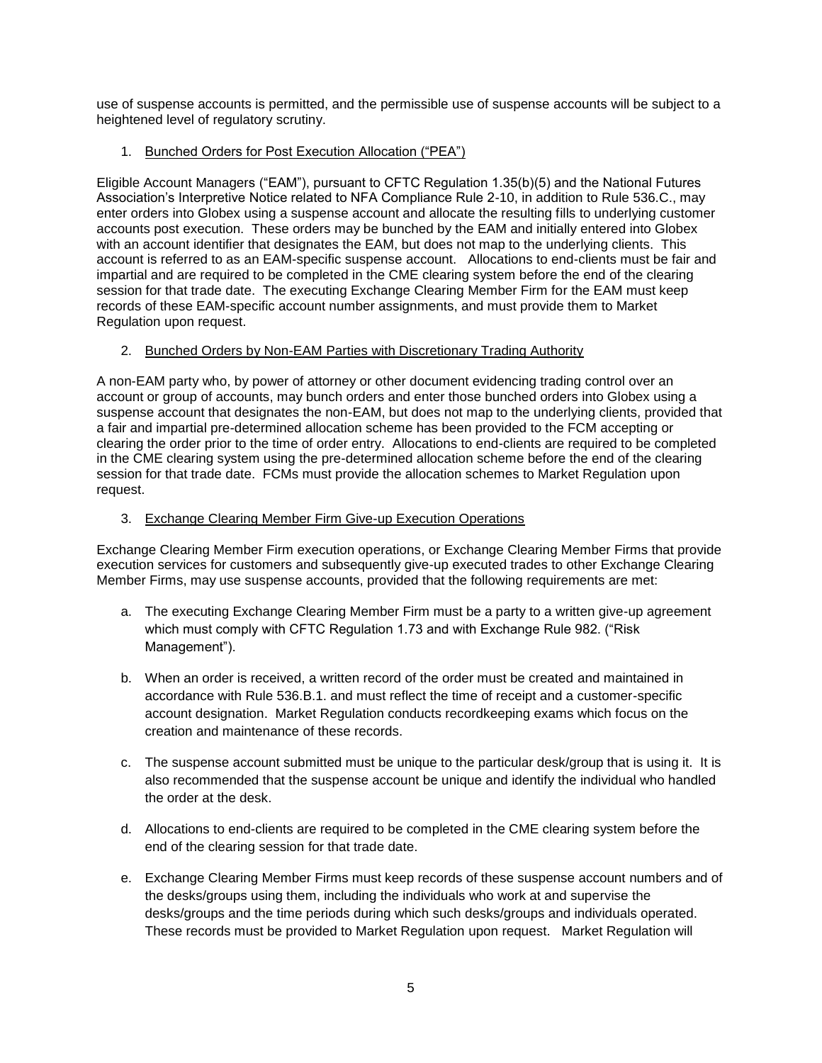use of suspense accounts is permitted, and the permissible use of suspense accounts will be subject to a heightened level of regulatory scrutiny.

1. Bunched Orders for Post Execution Allocation ("PEA")

Eligible Account Managers ("EAM"), pursuant to CFTC Regulation 1.35(b)(5) and the National Futures Association's Interpretive Notice related to NFA Compliance Rule 2-10, in addition to Rule 536.C., may enter orders into Globex using a suspense account and allocate the resulting fills to underlying customer accounts post execution. These orders may be bunched by the EAM and initially entered into Globex with an account identifier that designates the EAM, but does not map to the underlying clients. This account is referred to as an EAM-specific suspense account. Allocations to end-clients must be fair and impartial and are required to be completed in the CME clearing system before the end of the clearing session for that trade date. The executing Exchange Clearing Member Firm for the EAM must keep records of these EAM-specific account number assignments, and must provide them to Market Regulation upon request.

2. Bunched Orders by Non-EAM Parties with Discretionary Trading Authority

A non-EAM party who, by power of attorney or other document evidencing trading control over an account or group of accounts, may bunch orders and enter those bunched orders into Globex using a suspense account that designates the non-EAM, but does not map to the underlying clients, provided that a fair and impartial pre-determined allocation scheme has been provided to the FCM accepting or clearing the order prior to the time of order entry. Allocations to end-clients are required to be completed in the CME clearing system using the pre-determined allocation scheme before the end of the clearing session for that trade date. FCMs must provide the allocation schemes to Market Regulation upon request.

3. Exchange Clearing Member Firm Give-up Execution Operations

Exchange Clearing Member Firm execution operations, or Exchange Clearing Member Firms that provide execution services for customers and subsequently give-up executed trades to other Exchange Clearing Member Firms, may use suspense accounts, provided that the following requirements are met:

a. The executing Exchange Clearing Member Firm must be a party to a written give-up agreement which must comply with CFTC Regulation 1.73 and with Exchange Rule 982. ("Risk Management").

b. When an order is received, a written record of the order must be created and maintained in accordance with Rule 536.B.1. and must reflect the time of receipt and a customer-specific account designation. Market Regulation conducts recordkeeping exams which focus on the creation and maintenance of these records.

c. The suspense account submitted must be unique to the particular desk/group that is using it. It is also recommended that the suspense account be unique and identify the individual who handled the order at the desk.

d. Allocations to end-clients are required to be completed in the CME clearing system before the end of the clearing session for that trade date.

e. Exchange Clearing Member Firms must keep records of these suspense account numbers and of the desks/groups using them, including the individuals who work at and supervise the desks/groups and the time periods during which such desks/groups and individuals operated. These records must be provided to Market Regulation upon request. Market Regulation will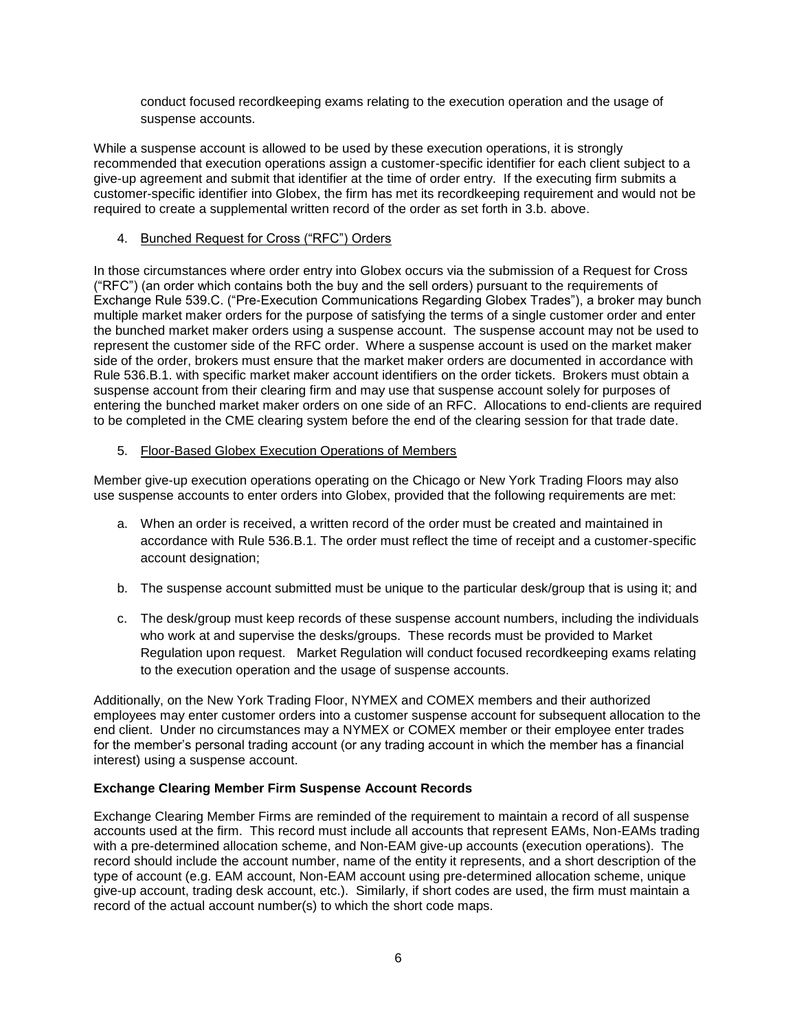conduct focused recordkeeping exams relating to the execution operation and the usage of suspense accounts.

While a suspense account is allowed to be used by these execution operations, it is strongly recommended that execution operations assign a customer-specific identifier for each client subject to a give-up agreement and submit that identifier at the time of order entry. If the executing firm submits a customer-specific identifier into Globex, the firm has met its recordkeeping requirement and would not be required to create a supplemental written record of the order as set forth in 3.b. above.

4. Bunched Request for Cross ("RFC") Orders

In those circumstances where order entry into Globex occurs via the submission of a Request for Cross ("RFC") (an order which contains both the buy and the sell orders) pursuant to the requirements of Exchange Rule 539.C. ("Pre-Execution Communications Regarding Globex Trades"), a broker may bunch multiple market maker orders for the purpose of satisfying the terms of a single customer order and enter the bunched market maker orders using a suspense account. The suspense account may not be used to represent the customer side of the RFC order. Where a suspense account is used on the market maker side of the order, brokers must ensure that the market maker orders are documented in accordance with Rule 536.B.1. with specific market maker account identifiers on the order tickets. Brokers must obtain a suspense account from their clearing firm and may use that suspense account solely for purposes of entering the bunched market maker orders on one side of an RFC. Allocations to end-clients are required to be completed in the CME clearing system before the end of the clearing session for that trade date.

5. Floor-Based Globex Execution Operations of Members

Member give-up execution operations operating on the Chicago or New York Trading Floors may also use suspense accounts to enter orders into Globex, provided that the following requirements are met:

a. When an order is received, a written record of the order must be created and maintained in accordance with Rule 536.B.1. The order must reflect the time of receipt and a customer-specific account designation;

b. The suspense account submitted must be unique to the particular desk/group that is using it; and

c. The desk/group must keep records of these suspense account numbers, including the individuals who work at and supervise the desks/groups. These records must be provided to Market Regulation upon request. Market Regulation will conduct focused recordkeeping exams relating to the execution operation and the usage of suspense accounts.

Additionally, on the New York Trading Floor, NYMEX and COMEX members and their authorized employees may enter customer orders into a customer suspense account for subsequent allocation to the end client. Under no circumstances may a NYMEX or COMEX member or their employee enter trades for the member's personal trading account (or any trading account in which the member has a financial interest) using a suspense account.

**Exchange Clearing Member Firm Suspense Account Records**

Exchange Clearing Member Firms are reminded of the requirement to maintain a record of all suspense accounts used at the firm. This record must include all accounts that represent EAMs, Non-EAMs trading with a pre-determined allocation scheme, and Non-EAM give-up accounts (execution operations). The record should include the account number, name of the entity it represents, and a short description of the type of account (e.g. EAM account, Non-EAM account using pre-determined allocation scheme, unique give-up account, trading desk account, etc.). Similarly, if short codes are used, the firm must maintain a record of the actual account number(s) to which the short code maps.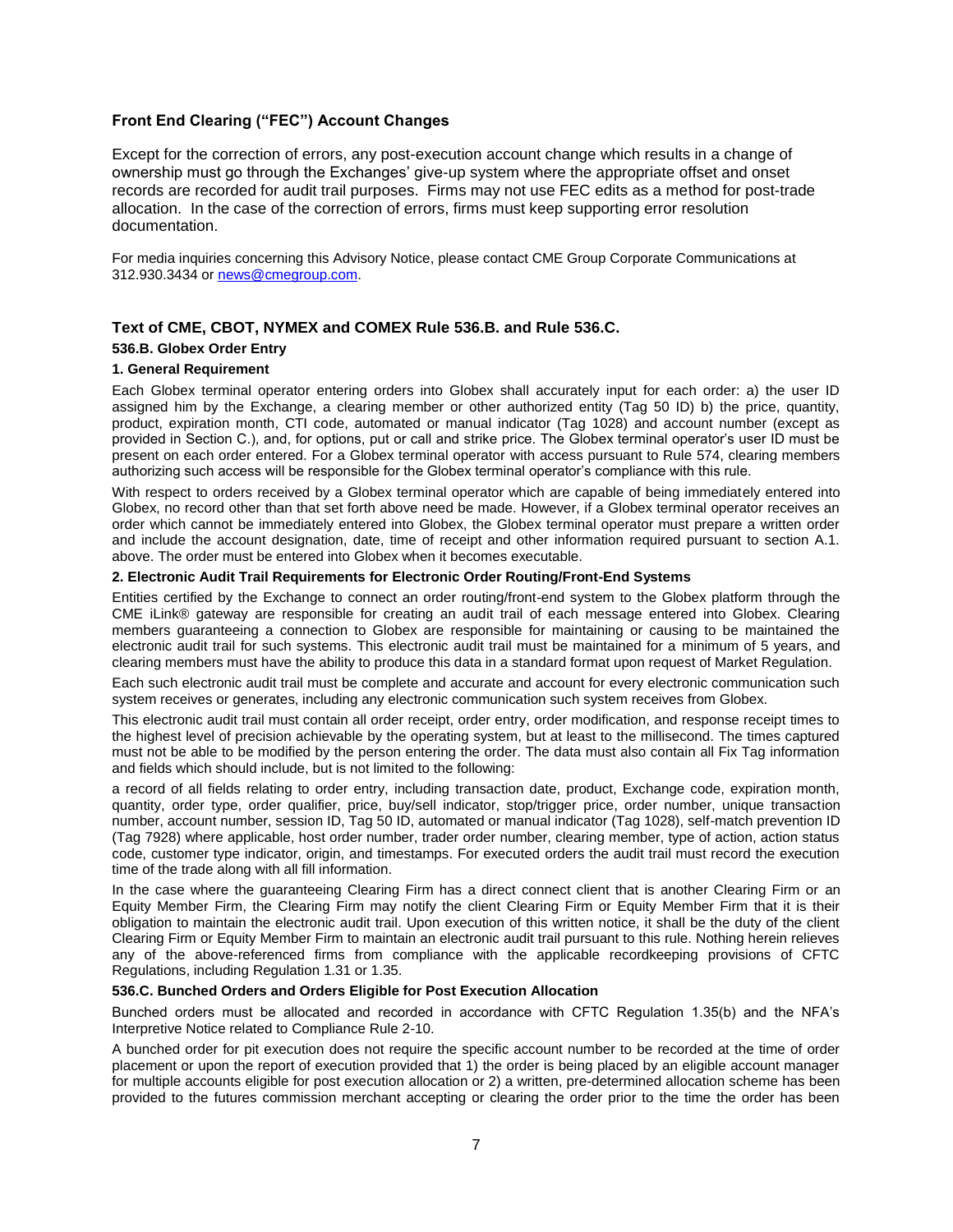## Front End Clearing ("FEC") Account Changes

Except for the correction of errors, any post-execution account change which results in a change of ownership must go through the Exchanges' give-up system where the appropriate offset and onset records are recorded for audit trail purposes. Firms may not use FEC edits as a method for post-trade allocation. In the case of the correction of errors, firms must keep supporting error resolution documentation.

For media inquiries concerning this Advisory Notice, please contact CME Group Corporate Communications at 312.930.3434 or news@cmegroup.com.

## Text of CME, CBOT, NYMEX and COMEX Rule 536.B. and Rule 536.C.

### 536.B. Globex Order Entry

**1. General Requirement**

Each Globex terminal operator entering orders into Globex shall accurately input for each order: a) the user ID assigned him by the Exchange, a clearing member or other authorized entity (Tag 50 ID) b) the price, quantity, product, expiration month, CTI code, automated or manual indicator (Tag 1028) and account number (except as provided in Section C.), and, for options, put or call and strike price. The Globex terminal operator's user ID must be present on each order entered. For a Globex terminal operator with access pursuant to Rule 574, clearing members authorizing such access will be responsible for the Globex terminal operator's compliance with this rule.

With respect to orders received by a Globex terminal operator which are capable of being immediately entered into Globex, no record other than that set forth above need be made. However, if a Globex terminal operator receives an order which cannot be immediately entered into Globex, the Globex terminal operator must prepare a written order and include the account designation, date, time of receipt and other information required pursuant to section A.1. above. The order must be entered into Globex when it becomes executable.

**2. Electronic Audit Trail Requirements for Electronic Order Routing/Front-End Systems**

Entities certified by the Exchange to connect an order routing/front-end system to the Globex platform through the CME iLink® gateway are responsible for creating an audit trail of each message entered into Globex. Clearing members guaranteeing a connection to Globex are responsible for maintaining or causing to be maintained the electronic audit trail for such systems. This electronic audit trail must be maintained for a minimum of 5 years, and clearing members must have the ability to produce this data in a standard format upon request of Market Regulation.

Each such electronic audit trail must be complete and accurate and account for every electronic communication such system receives or generates, including any electronic communication such system receives from Globex.

This electronic audit trail must contain all order receipt, order entry, order modification, and response receipt times to the highest level of precision achievable by the operating system, but at least to the millisecond. The times captured must not be able to be modified by the person entering the order. The data must also contain all Fix Tag information and fields which should include, but is not limited to the following:

a record of all fields relating to order entry, including transaction date, product, Exchange code, expiration month, quantity, order type, order qualifier, price, buy/sell indicator, stop/trigger price, order number, unique transaction number, account number, session ID, Tag 50 ID, automated or manual indicator (Tag 1028), self-match prevention ID (Tag 7928) where applicable, host order number, trader order number, clearing member, type of action, action status code, customer type indicator, origin, and timestamps. For executed orders the audit trail must record the execution time of the trade along with all fill information.

In the case where the guaranteeing Clearing Firm has a direct connect client that is another Clearing Firm or an Equity Member Firm, the Clearing Firm may notify the client Clearing Firm or Equity Member Firm that it is their obligation to maintain the electronic audit trail. Upon execution of this written notice, it shall be the duty of the client Clearing Firm or Equity Member Firm to maintain an electronic audit trail pursuant to this rule. Nothing herein relieves any of the above-referenced firms from compliance with the applicable recordkeeping provisions of CFTC Regulations, including Regulation 1.31 or 1.35.

### 536.C. Bunched Orders and Orders Eligible for Post Execution Allocation

Bunched orders must be allocated and recorded in accordance with CFTC Regulation 1.35(b) and the NFA's Interpretive Notice related to Compliance Rule 2-10.

A bunched order for pit execution does not require the specific account number to be recorded at the time of order placement or upon the report of execution provided that 1) the order is being placed by an eligible account manager for multiple accounts eligible for post execution allocation or 2) a written, pre-determined allocation scheme has been provided to the futures commission merchant accepting or clearing the order prior to the time the order has been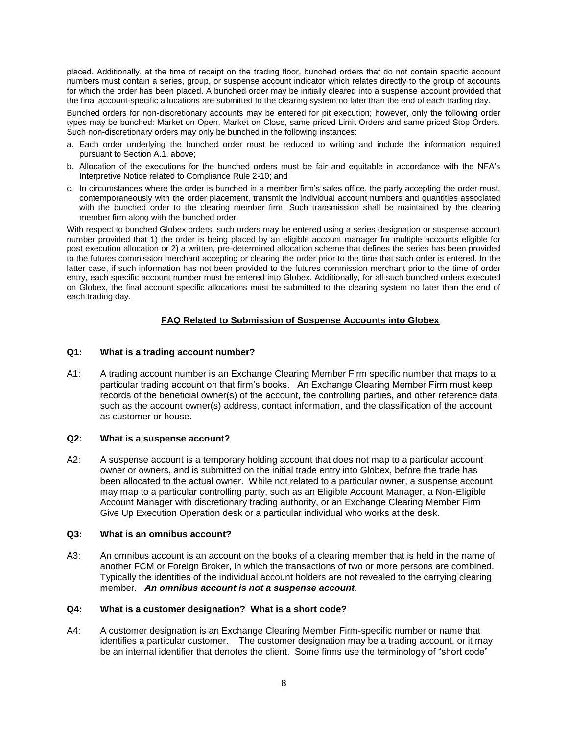placed. Additionally, at the time of receipt on the trading floor, bunched orders that do not contain specific account numbers must contain a series, group, or suspense account indicator which relates directly to the group of accounts for which the order has been placed. A bunched order may be initially cleared into a suspense account provided that the final account-specific allocations are submitted to the clearing system no later than the end of each trading day.

Bunched orders for non-discretionary accounts may be entered for pit execution; however, only the following order types may be bunched: Market on Open, Market on Close, same priced Limit Orders and same priced Stop Orders. Such non-discretionary orders may only be bunched in the following instances:

a. Each order underlying the bunched order must be reduced to writing and include the information required pursuant to Section A.1. above;
b. Allocation of the executions for the bunched orders must be fair and equitable in accordance with the NFA's Interpretive Notice related to Compliance Rule 2-10; and
c. In circumstances where the order is bunched in a member firm's sales office, the party accepting the order must, contemporaneously with the order placement, transmit the individual account numbers and quantities associated with the bunched order to the clearing member firm. Such transmission shall be maintained by the clearing member firm along with the bunched order.

With respect to bunched Globex orders, such orders may be entered using a series designation or suspense account number provided that 1) the order is being placed by an eligible account manager for multiple accounts eligible for post execution allocation or 2) a written, pre-determined allocation scheme that defines the series has been provided to the futures commission merchant accepting or clearing the order prior to the time that such order is entered. In the latter case, if such information has not been provided to the futures commission merchant prior to the time of order entry, each specific account number must be entered into Globex. Additionally, for all such bunched orders executed on Globex, the final account specific allocations must be submitted to the clearing system no later than the end of each trading day.

## FAQ Related to Submission of Suspense Accounts into Globex

**Q1: What is a trading account number?**

A1: A trading account number is an Exchange Clearing Member Firm specific number that maps to a particular trading account on that firm's books. An Exchange Clearing Member Firm must keep records of the beneficial owner(s) of the account, the controlling parties, and other reference data such as the account owner(s) address, contact information, and the classification of the account as customer or house.

**Q2: What is a suspense account?**

A2: A suspense account is a temporary holding account that does not map to a particular account owner or owners, and is submitted on the initial trade entry into Globex, before the trade has been allocated to the actual owner. While not related to a particular owner, a suspense account may map to a particular controlling party, such as an Eligible Account Manager, a Non-Eligible Account Manager with discretionary trading authority, or an Exchange Clearing Member Firm Give Up Execution Operation desk or a particular individual who works at the desk.

**Q3: What is an omnibus account?**

A3: An omnibus account is an account on the books of a clearing member that is held in the name of another FCM or Foreign Broker, in which the transactions of two or more persons are combined. Typically the identities of the individual account holders are not revealed to the carrying clearing member. ***An omnibus account is not a suspense account***.

**Q4: What is a customer designation? What is a short code?**

A4: A customer designation is an Exchange Clearing Member Firm-specific number or name that identifies a particular customer. The customer designation may be a trading account, or it may be an internal identifier that denotes the client. Some firms use the terminology of "short code"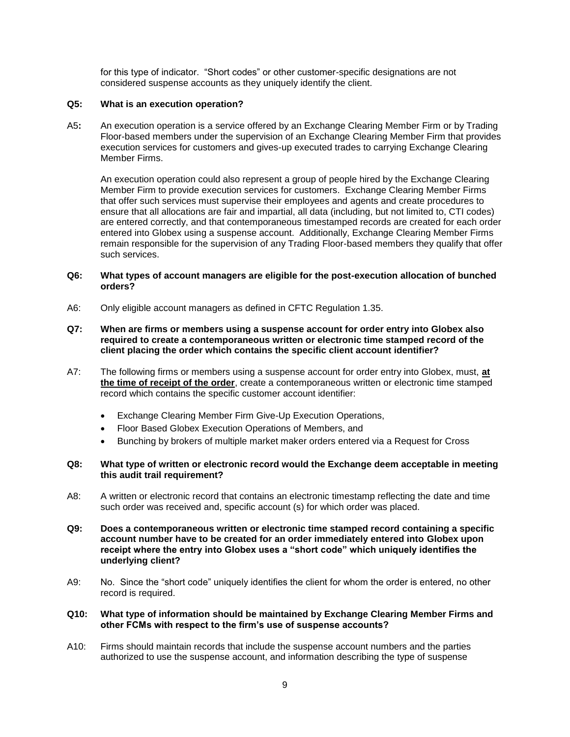for this type of indicator. "Short codes" or other customer-specific designations are not considered suspense accounts as they uniquely identify the client.

**Q5: What is an execution operation?**

A5**:** An execution operation is a service offered by an Exchange Clearing Member Firm or by Trading Floor-based members under the supervision of an Exchange Clearing Member Firm that provides execution services for customers and gives-up executed trades to carrying Exchange Clearing Member Firms.

An execution operation could also represent a group of people hired by the Exchange Clearing Member Firm to provide execution services for customers. Exchange Clearing Member Firms that offer such services must supervise their employees and agents and create procedures to ensure that all allocations are fair and impartial, all data (including, but not limited to, CTI codes) are entered correctly, and that contemporaneous timestamped records are created for each order entered into Globex using a suspense account. Additionally, Exchange Clearing Member Firms remain responsible for the supervision of any Trading Floor-based members they qualify that offer such services.

**Q6: What types of account managers are eligible for the post-execution allocation of bunched orders?**

A6: Only eligible account managers as defined in CFTC Regulation 1.35.

**Q7: When are firms or members using a suspense account for order entry into Globex also required to create a contemporaneous written or electronic time stamped record of the client placing the order which contains the specific client account identifier?**

A7: The following firms or members using a suspense account for order entry into Globex, must, **<u>at the time of receipt of the order</u>**, create a contemporaneous written or electronic time stamped record which contains the specific customer account identifier:

- Exchange Clearing Member Firm Give-Up Execution Operations,
- Floor Based Globex Execution Operations of Members, and
- Bunching by brokers of multiple market maker orders entered via a Request for Cross

**Q8: What type of written or electronic record would the Exchange deem acceptable in meeting this audit trail requirement?**

A8: A written or electronic record that contains an electronic timestamp reflecting the date and time such order was received and, specific account (s) for which order was placed.

**Q9: Does a contemporaneous written or electronic time stamped record containing a specific account number have to be created for an order immediately entered into Globex upon receipt where the entry into Globex uses a "short code" which uniquely identifies the underlying client?**

A9: No. Since the "short code" uniquely identifies the client for whom the order is entered, no other record is required.

**Q10: What type of information should be maintained by Exchange Clearing Member Firms and other FCMs with respect to the firm's use of suspense accounts?**

A10: Firms should maintain records that include the suspense account numbers and the parties authorized to use the suspense account, and information describing the type of suspense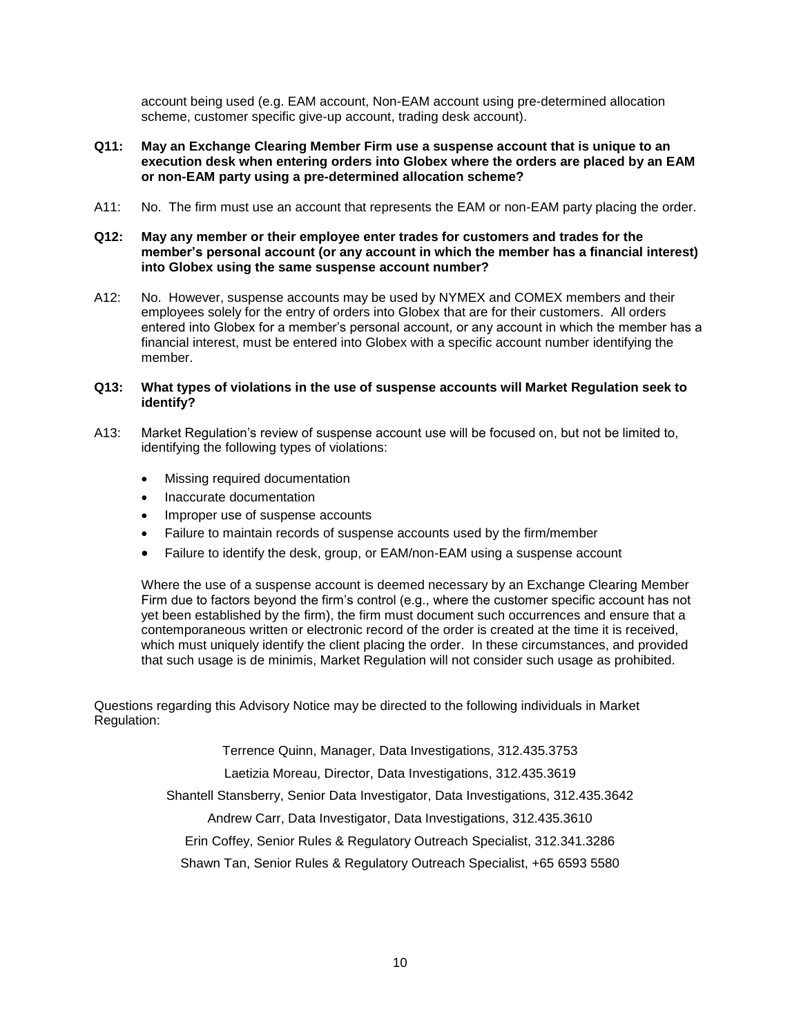account being used (e.g. EAM account, Non-EAM account using pre-determined allocation scheme, customer specific give-up account, trading desk account).

**Q11: May an Exchange Clearing Member Firm use a suspense account that is unique to an execution desk when entering orders into Globex where the orders are placed by an EAM or non-EAM party using a pre-determined allocation scheme?**

A11: No. The firm must use an account that represents the EAM or non-EAM party placing the order.

**Q12: May any member or their employee enter trades for customers and trades for the member's personal account (or any account in which the member has a financial interest) into Globex using the same suspense account number?**

A12: No. However, suspense accounts may be used by NYMEX and COMEX members and their employees solely for the entry of orders into Globex that are for their customers. All orders entered into Globex for a member's personal account, or any account in which the member has a financial interest, must be entered into Globex with a specific account number identifying the member.

**Q13: What types of violations in the use of suspense accounts will Market Regulation seek to identify?**

A13: Market Regulation's review of suspense account use will be focused on, but not be limited to, identifying the following types of violations:

- Missing required documentation
- Inaccurate documentation
- Improper use of suspense accounts
- Failure to maintain records of suspense accounts used by the firm/member
- Failure to identify the desk, group, or EAM/non-EAM using a suspense account

Where the use of a suspense account is deemed necessary by an Exchange Clearing Member Firm due to factors beyond the firm's control (e.g., where the customer specific account has not yet been established by the firm), the firm must document such occurrences and ensure that a contemporaneous written or electronic record of the order is created at the time it is received, which must uniquely identify the client placing the order. In these circumstances, and provided that such usage is de minimis, Market Regulation will not consider such usage as prohibited.

Questions regarding this Advisory Notice may be directed to the following individuals in Market Regulation:

Terrence Quinn, Manager, Data Investigations, 312.435.3753

Laetizia Moreau, Director, Data Investigations, 312.435.3619

Shantell Stansberry, Senior Data Investigator, Data Investigations, 312.435.3642

Andrew Carr, Data Investigator, Data Investigations, 312.435.3610

Erin Coffey, Senior Rules & Regulatory Outreach Specialist, 312.341.3286

Shawn Tan, Senior Rules & Regulatory Outreach Specialist, +65 6593 5580